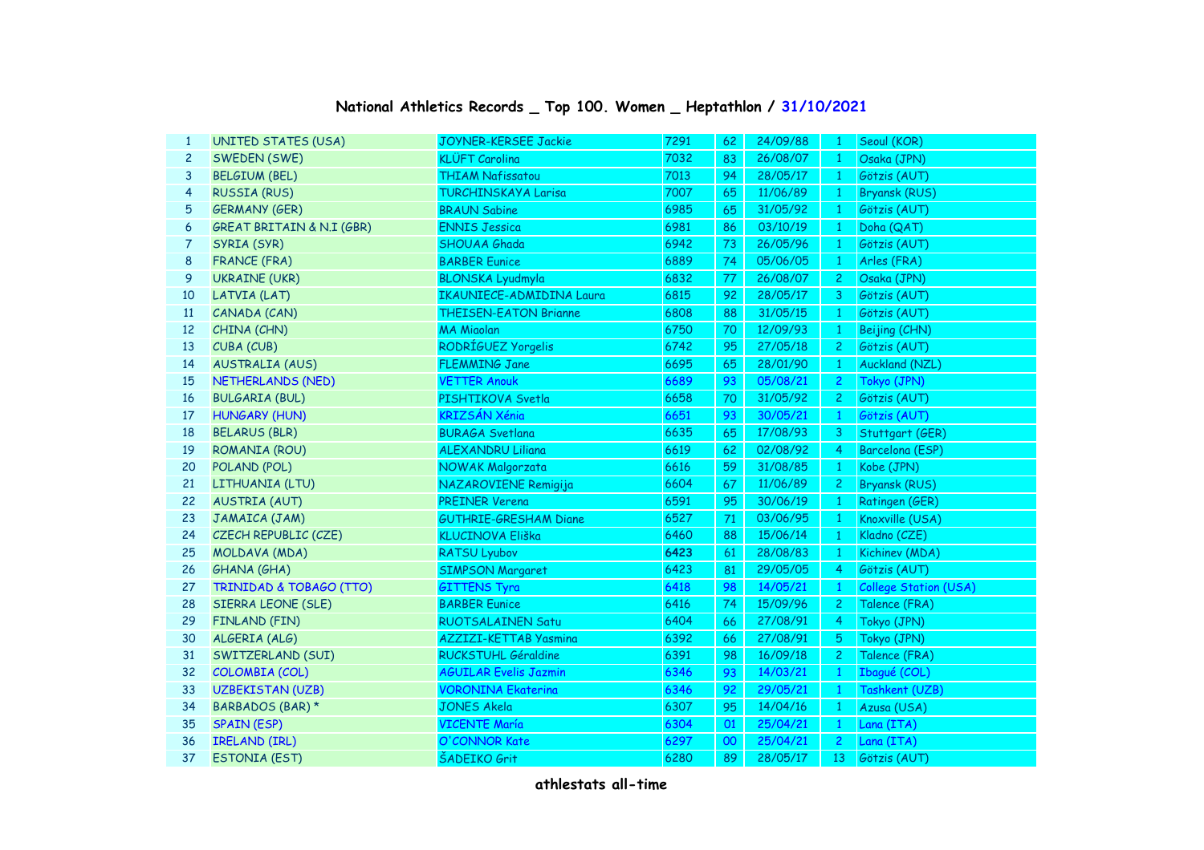# National Athletics Records _ Top 100. Women _ Heptathlon / 31/10/2021

| | | | | | | | |
|---|---|---|---|---|---|---|---|
| 1 | UNITED STATES (USA) | JOYNER-KERSEE Jackie | 7291 | 62 | 24/09/88 | 1 | Seoul (KOR) |
| 2 | SWEDEN (SWE) | KLÜFT Carolina | 7032 | 83 | 26/08/07 | 1 | Osaka (JPN) |
| 3 | BELGIUM (BEL) | THIAM Nafissatou | 7013 | 94 | 28/05/17 | 1 | Götzis (AUT) |
| 4 | RUSSIA (RUS) | TURCHINSKAYA Larisa | 7007 | 65 | 11/06/89 | 1 | Bryansk (RUS) |
| 5 | GERMANY (GER) | BRAUN Sabine | 6985 | 65 | 31/05/92 | 1 | Götzis (AUT) |
| 6 | GREAT BRITAIN & N.I (GBR) | ENNIS Jessica | 6981 | 86 | 03/10/19 | 1 | Doha (QAT) |
| 7 | SYRIA (SYR) | SHOUAA Ghada | 6942 | 73 | 26/05/96 | 1 | Götzis (AUT) |
| 8 | FRANCE (FRA) | BARBER Eunice | 6889 | 74 | 05/06/05 | 1 | Arles (FRA) |
| 9 | UKRAINE (UKR) | BLONSKA Lyudmyla | 6832 | 77 | 26/08/07 | 2 | Osaka (JPN) |
| 10 | LATVIA (LAT) | IKAUNIECE-ADMIDINA Laura | 6815 | 92 | 28/05/17 | 3 | Götzis (AUT) |
| 11 | CANADA (CAN) | THEISEN-EATON Brianne | 6808 | 88 | 31/05/15 | 1 | Götzis (AUT) |
| 12 | CHINA (CHN) | MA Miaolan | 6750 | 70 | 12/09/93 | 1 | Beijing (CHN) |
| 13 | CUBA (CUB) | RODRÍGUEZ Yorgelis | 6742 | 95 | 27/05/18 | 2 | Götzis (AUT) |
| 14 | AUSTRALIA (AUS) | FLEMMING Jane | 6695 | 65 | 28/01/90 | 1 | Auckland (NZL) |
| 15 | NETHERLANDS (NED) | VETTER Anouk | 6689 | 93 | 05/08/21 | 2 | Tokyo (JPN) |
| 16 | BULGARIA (BUL) | PISHTIKOVA Svetla | 6658 | 70 | 31/05/92 | 2 | Götzis (AUT) |
| 17 | HUNGARY (HUN) | KRIZSÁN Xénia | 6651 | 93 | 30/05/21 | 1 | Götzis (AUT) |
| 18 | BELARUS (BLR) | BURAGA Svetlana | 6635 | 65 | 17/08/93 | 3 | Stuttgart (GER) |
| 19 | ROMANIA (ROU) | ALEXANDRU Liliana | 6619 | 62 | 02/08/92 | 4 | Barcelona (ESP) |
| 20 | POLAND (POL) | NOWAK Malgorzata | 6616 | 59 | 31/08/85 | 1 | Kobe (JPN) |
| 21 | LITHUANIA (LTU) | NAZAROVIENE Remigija | 6604 | 67 | 11/06/89 | 2 | Bryansk (RUS) |
| 22 | AUSTRIA (AUT) | PREINER Verena | 6591 | 95 | 30/06/19 | 1 | Ratingen (GER) |
| 23 | JAMAICA (JAM) | GUTHRIE-GRESHAM Diane | 6527 | 71 | 03/06/95 | 1 | Knoxville (USA) |
| 24 | CZECH REPUBLIC (CZE) | KLUCINOVA Eliška | 6460 | 88 | 15/06/14 | 1 | Kladno (CZE) |
| 25 | MOLDAVA (MDA) | RATSU Lyubov | **6423** | 61 | 28/08/83 | 1 | Kichinev (MDA) |
| 26 | GHANA (GHA) | SIMPSON Margaret | 6423 | 81 | 29/05/05 | 4 | Götzis (AUT) |
| 27 | TRINIDAD & TOBAGO (TTO) | GITTENS Tyra | 6418 | 98 | 14/05/21 | 1 | College Station (USA) |
| 28 | SIERRA LEONE (SLE) | BARBER Eunice | 6416 | 74 | 15/09/96 | 2 | Talence (FRA) |
| 29 | FINLAND (FIN) | RUOTSALAINEN Satu | 6404 | 66 | 27/08/91 | 4 | Tokyo (JPN) |
| 30 | ALGERIA (ALG) | AZZIZI-KETTAB Yasmina | 6392 | 66 | 27/08/91 | 5 | Tokyo (JPN) |
| 31 | SWITZERLAND (SUI) | RUCKSTUHL Géraldine | 6391 | 98 | 16/09/18 | 2 | Talence (FRA) |
| 32 | COLOMBIA (COL) | AGUILAR Evelis Jazmin | 6346 | 93 | 14/03/21 | 1 | Ibagué (COL) |
| 33 | UZBEKISTAN (UZB) | VORONINA Ekaterina | 6346 | 92 | 29/05/21 | 1 | Tashkent (UZB) |
| 34 | BARBADOS (BAR) * | JONES Akela | 6307 | 95 | 14/04/16 | 1 | Azusa (USA) |
| 35 | SPAIN (ESP) | VICENTE María | 6304 | 01 | 25/04/21 | 1 | Lana (ITA) |
| 36 | IRELAND (IRL) | O'CONNOR Kate | 6297 | 00 | 25/04/21 | 2 | Lana (ITA) |
| 37 | ESTONIA (EST) | ŠADEIKO Grit | 6280 | 89 | 28/05/17 | 13 | Götzis (AUT) |

athlestats all-time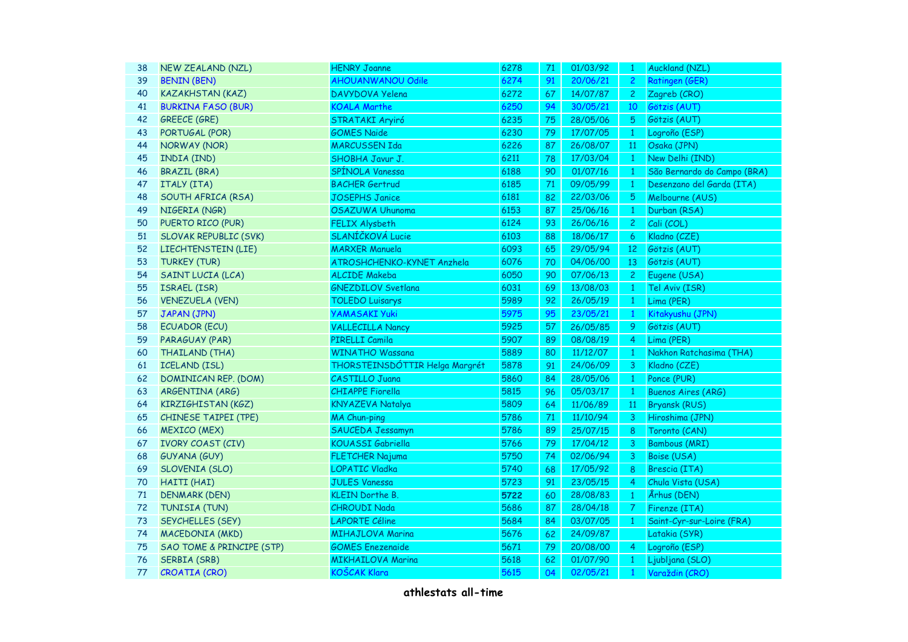| 38 | NEW ZEALAND (NZL) | HENRY Joanne | 6278 | 71 | 01/03/92 | 1 | Auckland (NZL) |
|---|---|---|---|---|---|---|---|
| 39 | BENIN (BEN) | AHOUANWANOU Odile | 6274 | 91 | 20/06/21 | 2 | Ratingen (GER) |
| 40 | KAZAKHSTAN (KAZ) | DAVYDOVA Yelena | 6272 | 67 | 14/07/87 | 2 | Zagreb (CRO) |
| 41 | BURKINA FASO (BUR) | KOALA Marthe | 6250 | 94 | 30/05/21 | 10 | Götzis (AUT) |
| 42 | GREECE (GRE) | STRATAKI Aryiró | 6235 | 75 | 28/05/06 | 5 | Götzis (AUT) |
| 43 | PORTUGAL (POR) | GOMES Naide | 6230 | 79 | 17/07/05 | 1 | Logroño (ESP) |
| 44 | NORWAY (NOR) | MARCUSSEN Ida | 6226 | 87 | 26/08/07 | 11 | Osaka (JPN) |
| 45 | INDIA (IND) | SHOBHA Javur J. | 6211 | 78 | 17/03/04 | 1 | New Delhi (IND) |
| 46 | BRAZIL (BRA) | SPÍNOLA Vanessa | 6188 | 90 | 01/07/16 | 1 | São Bernardo do Campo (BRA) |
| 47 | ITALY (ITA) | BACHER Gertrud | 6185 | 71 | 09/05/99 | 1 | Desenzano del Garda (ITA) |
| 48 | SOUTH AFRICA (RSA) | JOSEPHS Janice | 6181 | 82 | 22/03/06 | 5 | Melbourne (AUS) |
| 49 | NIGERIA (NGR) | OSAZUWA Uhunoma | 6153 | 87 | 25/06/16 | 1 | Durban (RSA) |
| 50 | PUERTO RICO (PUR) | FELIX Alysbeth | 6124 | 93 | 26/06/16 | 2 | Cali (COL) |
| 51 | SLOVAK REPUBLIC (SVK) | SLANÍČKOVÁ Lucie | 6103 | 88 | 18/06/17 | 6 | Kladno (CZE) |
| 52 | LIECHTENSTEIN (LIE) | MARXER Manuela | 6093 | 65 | 29/05/94 | 12 | Götzis (AUT) |
| 53 | TURKEY (TUR) | ATROSHCHENKO-KYNET Anzhela | 6076 | 70 | 04/06/00 | 13 | Götzis (AUT) |
| 54 | SAINT LUCIA (LCA) | ALCIDE Makeba | 6050 | 90 | 07/06/13 | 2 | Eugene (USA) |
| 55 | ISRAEL (ISR) | GNEZDILOV Svetlana | 6031 | 69 | 13/08/03 | 1 | Tel Aviv (ISR) |
| 56 | VENEZUELA (VEN) | TOLEDO Luisarys | 5989 | 92 | 26/05/19 | 1 | Lima (PER) |
| 57 | JAPAN (JPN) | YAMASAKI Yuki | 5975 | 95 | 23/05/21 | 1 | Kitakyushu (JPN) |
| 58 | ECUADOR (ECU) | VALLECILLA Nancy | 5925 | 57 | 26/05/85 | 9 | Götzis (AUT) |
| 59 | PARAGUAY (PAR) | PIRELLI Camila | 5907 | 89 | 08/08/19 | 4 | Lima (PER) |
| 60 | THAILAND (THA) | WINATHO Wassana | 5889 | 80 | 11/12/07 | 1 | Nakhon Ratchasima (THA) |
| 61 | ICELAND (ISL) | THORSTEINSDÓTTIR Helga Margrét | 5878 | 91 | 24/06/09 | 3 | Kladno (CZE) |
| 62 | DOMINICAN REP. (DOM) | CASTILLO Juana | 5860 | 84 | 28/05/06 | 1 | Ponce (PUR) |
| 63 | ARGENTINA (ARG) | CHIAPPE Fiorella | 5815 | 96 | 05/03/17 | 1 | Buenos Aires (ARG) |
| 64 | KIRZIGHISTAN (KGZ) | KNYAZEVA Natalya | 5809 | 64 | 11/06/89 | 11 | Bryansk (RUS) |
| 65 | CHINESE TAIPEI (TPE) | MA Chun-ping | 5786 | 71 | 11/10/94 | 3 | Hiroshima (JPN) |
| 66 | MEXICO (MEX) | SAUCEDA Jessamyn | 5786 | 89 | 25/07/15 | 8 | Toronto (CAN) |
| 67 | IVORY COAST (CIV) | KOUASSI Gabriella | 5766 | 79 | 17/04/12 | 3 | Bambous (MRI) |
| 68 | GUYANA (GUY) | FLETCHER Najuma | 5750 | 74 | 02/06/94 | 3 | Boise (USA) |
| 69 | SLOVENIA (SLO) | LOPATIC Vladka | 5740 | 68 | 17/05/92 | 8 | Brescia (ITA) |
| 70 | HAITI (HAI) | JULES Vanessa | 5723 | 91 | 23/05/15 | 4 | Chula Vista (USA) |
| 71 | DENMARK (DEN) | KLEIN Dorthe B. | **5722** | 60 | 28/08/83 | 1 | Århus (DEN) |
| 72 | TUNISIA (TUN) | CHROUDI Nada | 5686 | 87 | 28/04/18 | 7 | Firenze (ITA) |
| 73 | SEYCHELLES (SEY) | LAPORTE Céline | 5684 | 84 | 03/07/05 | 1 | Saint-Cyr-sur-Loire (FRA) |
| 74 | MACEDONIA (MKD) | MIHAJLOVA Marina | 5676 | 62 | 24/09/87 | | Latakia (SYR) |
| 75 | SAO TOME & PRINCIPE (STP) | GOMES Enezenaide | 5671 | 79 | 20/08/00 | 4 | Logroño (ESP) |
| 76 | SERBIA (SRB) | MIKHAILOVA Marina | 5618 | 62 | 01/07/90 | 1 | Ljubljana (SLO) |
| 77 | CROATIA (CRO) | KOŠCAK Klara | 5615 | 04 | 02/05/21 | 1 | Varaždin (CRO) |

**athlestats all-time**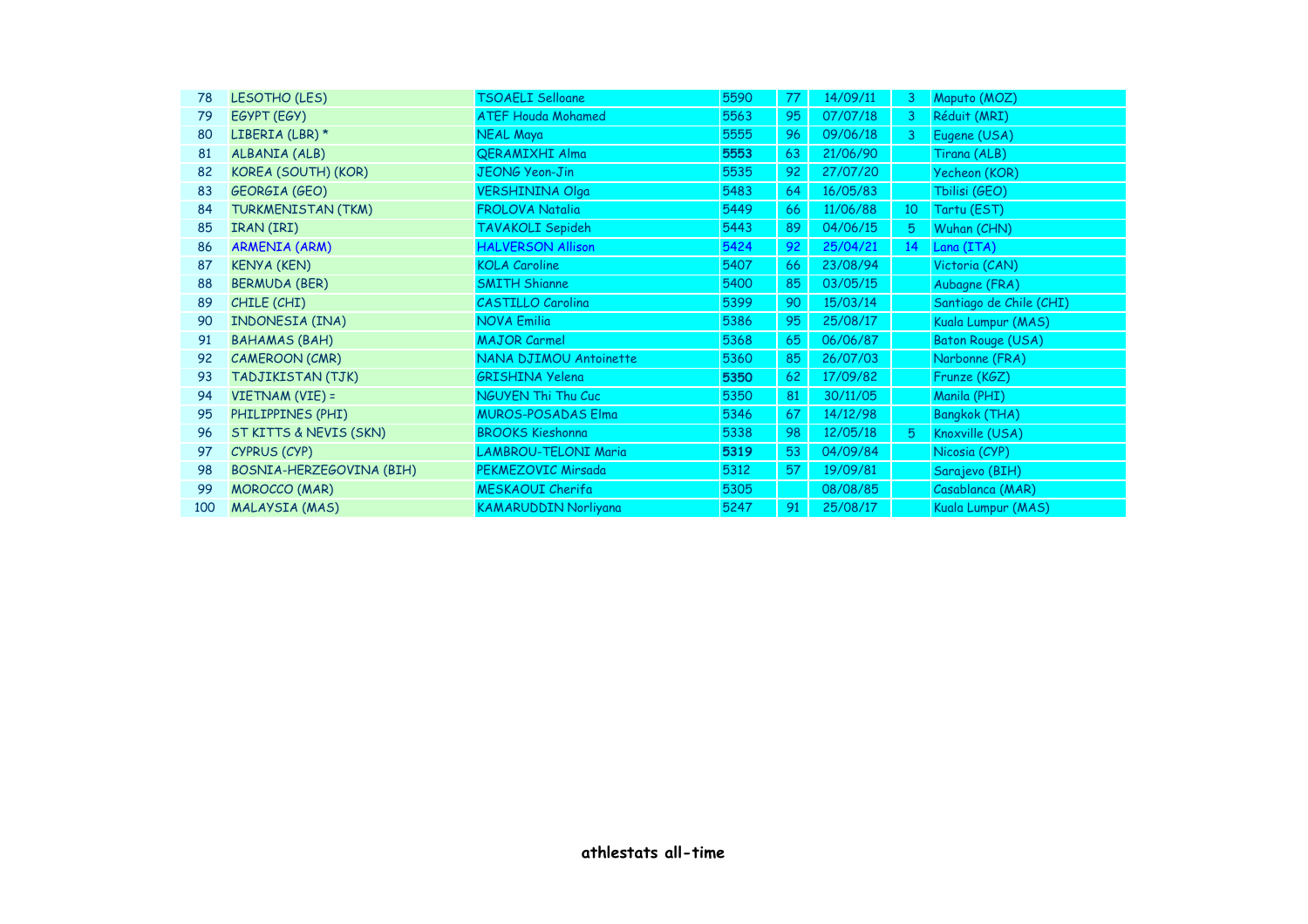| | | | | | | | |
|---|---|---|---|---|---|---|---|
| 78 | LESOTHO (LES) | TSOAELI Selloane | 5590 | 77 | 14/09/11 | 3 | Maputo (MOZ) |
| 79 | EGYPT (EGY) | ATEF Houda Mohamed | 5563 | 95 | 07/07/18 | 3 | Réduit (MRI) |
| 80 | LIBERIA (LBR) * | NEAL Maya | 5555 | 96 | 09/06/18 | 3 | Eugene (USA) |
| 81 | ALBANIA (ALB) | QERAMIXHI Alma | **5553** | 63 | 21/06/90 | | Tirana (ALB) |
| 82 | KOREA (SOUTH) (KOR) | JEONG Yeon-Jin | 5535 | 92 | 27/07/20 | | Yecheon (KOR) |
| 83 | GEORGIA (GEO) | VERSHININA Olga | 5483 | 64 | 16/05/83 | | Tbilisi (GEO) |
| 84 | TURKMENISTAN (TKM) | FROLOVA Natalia | 5449 | 66 | 11/06/88 | 10 | Tartu (EST) |
| 85 | IRAN (IRI) | TAVAKOLI Sepideh | 5443 | 89 | 04/06/15 | 5 | Wuhan (CHN) |
| 86 | ARMENIA (ARM) | HALVERSON Allison | 5424 | 92 | 25/04/21 | 14 | Lana (ITA) |
| 87 | KENYA (KEN) | KOLA Caroline | 5407 | 66 | 23/08/94 | | Victoria (CAN) |
| 88 | BERMUDA (BER) | SMITH Shianne | 5400 | 85 | 03/05/15 | | Aubagne (FRA) |
| 89 | CHILE (CHI) | CASTILLO Carolina | 5399 | 90 | 15/03/14 | | Santiago de Chile (CHI) |
| 90 | INDONESIA (INA) | NOVA Emilia | 5386 | 95 | 25/08/17 | | Kuala Lumpur (MAS) |
| 91 | BAHAMAS (BAH) | MAJOR Carmel | 5368 | 65 | 06/06/87 | | Baton Rouge (USA) |
| 92 | CAMEROON (CMR) | NANA DJIMOU Antoinette | 5360 | 85 | 26/07/03 | | Narbonne (FRA) |
| 93 | TADJIKISTAN (TJK) | GRISHINA Yelena | **5350** | 62 | 17/09/82 | | Frunze (KGZ) |
| 94 | VIETNAM (VIE) = | NGUYEN Thi Thu Cuc | 5350 | 81 | 30/11/05 | | Manila (PHI) |
| 95 | PHILIPPINES (PHI) | MUROS-POSADAS Elma | 5346 | 67 | 14/12/98 | | Bangkok (THA) |
| 96 | ST KITTS & NEVIS (SKN) | BROOKS Kieshonna | 5338 | 98 | 12/05/18 | 5 | Knoxville (USA) |
| 97 | CYPRUS (CYP) | LAMBROU-TELONI Maria | **5319** | 53 | 04/09/84 | | Nicosia (CYP) |
| 98 | BOSNIA-HERZEGOVINA (BIH) | PEKMEZOVIC Mirsada | 5312 | 57 | 19/09/81 | | Sarajevo (BIH) |
| 99 | MOROCCO (MAR) | MESKAOUI Cherifa | 5305 | | 08/08/85 | | Casablanca (MAR) |
| 100 | MALAYSIA (MAS) | KAMARUDDIN Norliyana | 5247 | 91 | 25/08/17 | | Kuala Lumpur (MAS) |

**athlestats all-time**